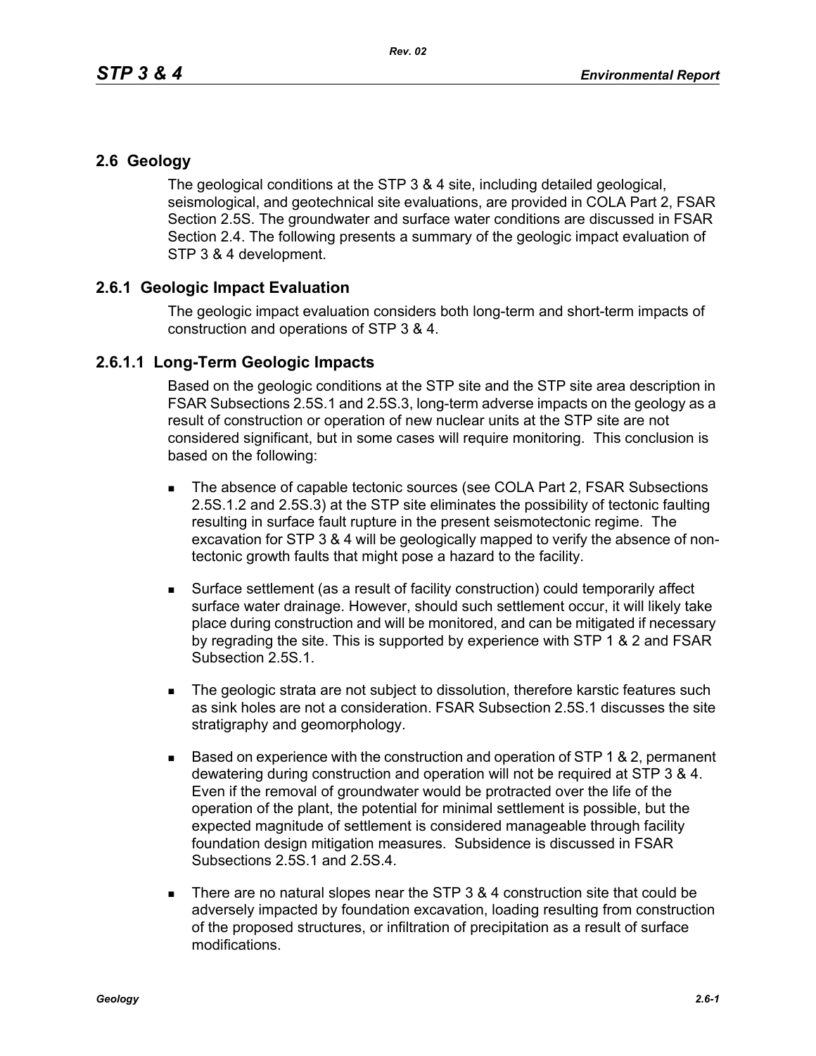## 2.6 Geology

The geological conditions at the STP 3 & 4 site, including detailed geological, seismological, and geotechnical site evaluations, are provided in COLA Part 2, FSAR Section 2.5S. The groundwater and surface water conditions are discussed in FSAR Section 2.4. The following presents a summary of the geologic impact evaluation of STP 3 & 4 development.

### 2.6.1 Geologic Impact Evaluation

The geologic impact evaluation considers both long-term and short-term impacts of construction and operations of STP 3 & 4.

#### 2.6.1.1 Long-Term Geologic Impacts

Based on the geologic conditions at the STP site and the STP site area description in FSAR Subsections 2.5S.1 and 2.5S.3, long-term adverse impacts on the geology as a result of construction or operation of new nuclear units at the STP site are not considered significant, but in some cases will require monitoring. This conclusion is based on the following:

- The absence of capable tectonic sources (see COLA Part 2, FSAR Subsections 2.5S.1.2 and 2.5S.3) at the STP site eliminates the possibility of tectonic faulting resulting in surface fault rupture in the present seismotectonic regime. The excavation for STP 3 & 4 will be geologically mapped to verify the absence of non-tectonic growth faults that might pose a hazard to the facility.
- Surface settlement (as a result of facility construction) could temporarily affect surface water drainage. However, should such settlement occur, it will likely take place during construction and will be monitored, and can be mitigated if necessary by regrading the site. This is supported by experience with STP 1 & 2 and FSAR Subsection 2.5S.1.
- The geologic strata are not subject to dissolution, therefore karstic features such as sink holes are not a consideration. FSAR Subsection 2.5S.1 discusses the site stratigraphy and geomorphology.
- Based on experience with the construction and operation of STP 1 & 2, permanent dewatering during construction and operation will not be required at STP 3 & 4. Even if the removal of groundwater would be protracted over the life of the operation of the plant, the potential for minimal settlement is possible, but the expected magnitude of settlement is considered manageable through facility foundation design mitigation measures. Subsidence is discussed in FSAR Subsections 2.5S.1 and 2.5S.4.
- There are no natural slopes near the STP 3 & 4 construction site that could be adversely impacted by foundation excavation, loading resulting from construction of the proposed structures, or infiltration of precipitation as a result of surface modifications.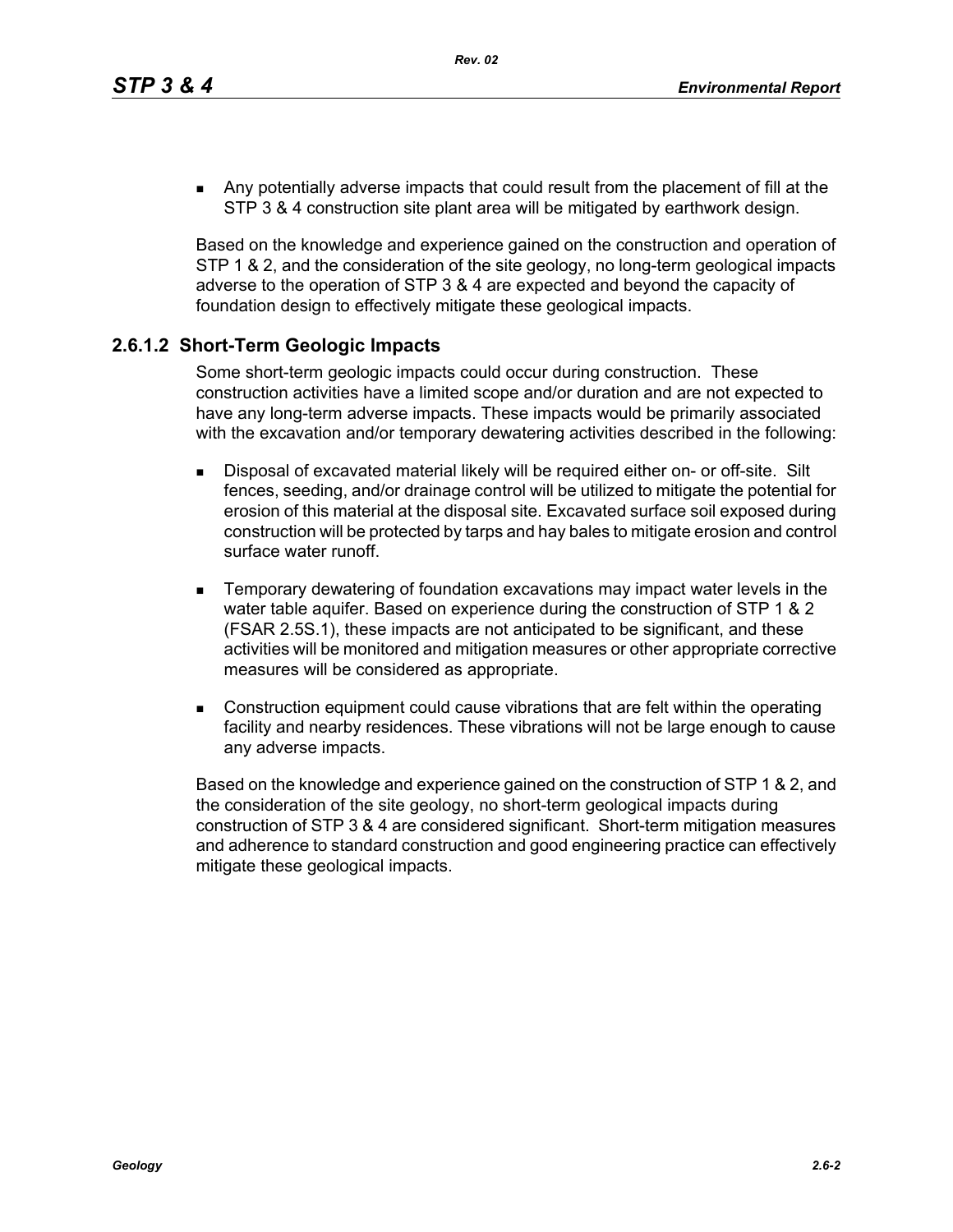- Any potentially adverse impacts that could result from the placement of fill at the STP 3 & 4 construction site plant area will be mitigated by earthwork design.

Based on the knowledge and experience gained on the construction and operation of STP 1 & 2, and the consideration of the site geology, no long-term geological impacts adverse to the operation of STP 3 & 4 are expected and beyond the capacity of foundation design to effectively mitigate these geological impacts.

### 2.6.1.2 Short-Term Geologic Impacts

Some short-term geologic impacts could occur during construction. These construction activities have a limited scope and/or duration and are not expected to have any long-term adverse impacts. These impacts would be primarily associated with the excavation and/or temporary dewatering activities described in the following:

- Disposal of excavated material likely will be required either on- or off-site. Silt fences, seeding, and/or drainage control will be utilized to mitigate the potential for erosion of this material at the disposal site. Excavated surface soil exposed during construction will be protected by tarps and hay bales to mitigate erosion and control surface water runoff.
- Temporary dewatering of foundation excavations may impact water levels in the water table aquifer. Based on experience during the construction of STP 1 & 2 (FSAR 2.5S.1), these impacts are not anticipated to be significant, and these activities will be monitored and mitigation measures or other appropriate corrective measures will be considered as appropriate.
- Construction equipment could cause vibrations that are felt within the operating facility and nearby residences. These vibrations will not be large enough to cause any adverse impacts.

Based on the knowledge and experience gained on the construction of STP 1 & 2, and the consideration of the site geology, no short-term geological impacts during construction of STP 3 & 4 are considered significant. Short-term mitigation measures and adherence to standard construction and good engineering practice can effectively mitigate these geological impacts.